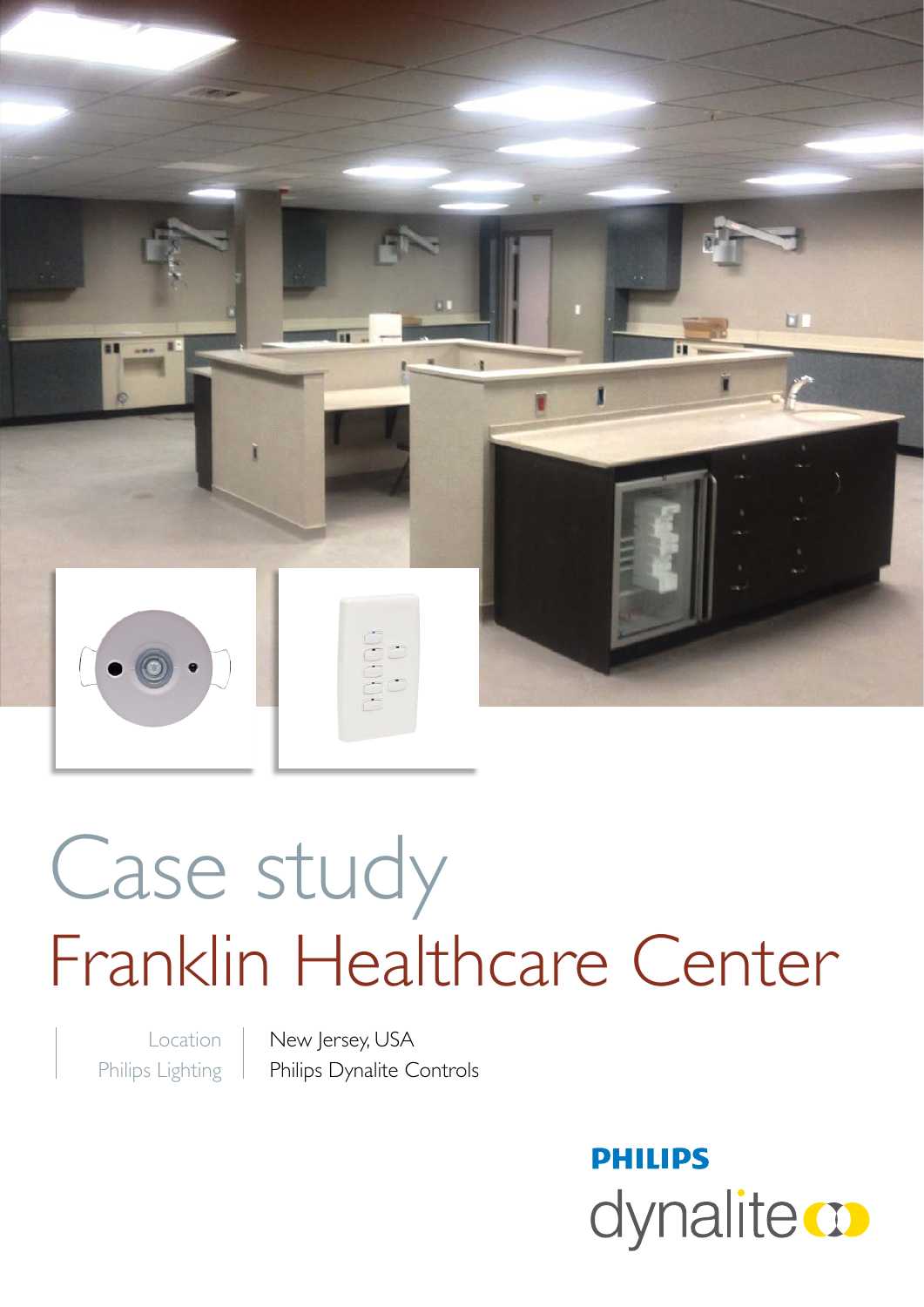# Case study

## Franklin Healthcare Center

| Location | New Jersey, USA |
| --- | --- |
| Philips Lighting | Philips Dynalite Controls |

PHILIPS
dynalite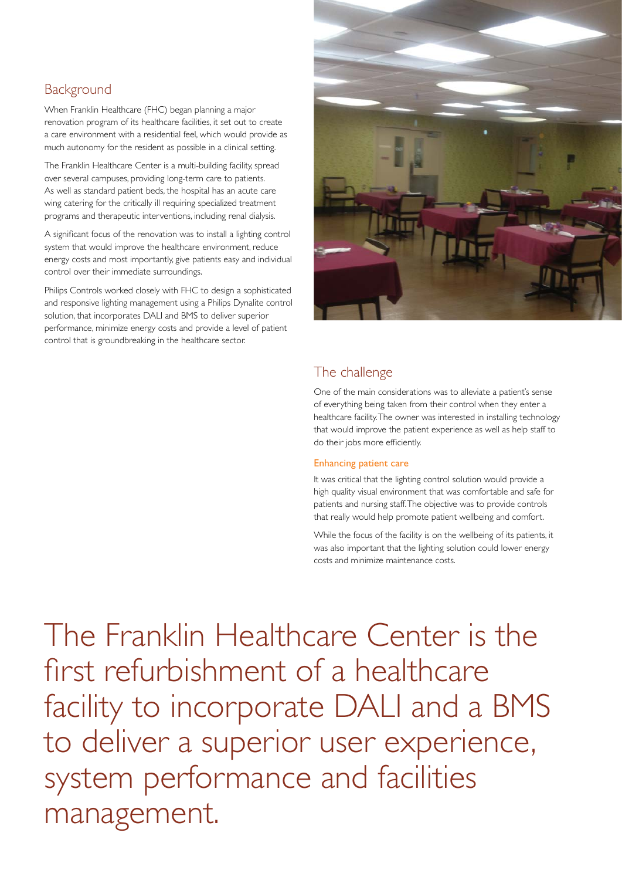## Background

When Franklin Healthcare (FHC) began planning a major renovation program of its healthcare facilities, it set out to create a care environment with a residential feel, which would provide as much autonomy for the resident as possible in a clinical setting.

The Franklin Healthcare Center is a multi-building facility, spread over several campuses, providing long-term care to patients. As well as standard patient beds, the hospital has an acute care wing catering for the critically ill requiring specialized treatment programs and therapeutic interventions, including renal dialysis.

A significant focus of the renovation was to install a lighting control system that would improve the healthcare environment, reduce energy costs and most importantly, give patients easy and individual control over their immediate surroundings.

Philips Controls worked closely with FHC to design a sophisticated and responsive lighting management using a Philips Dynalite control solution, that incorporates DALI and BMS to deliver superior performance, minimize energy costs and provide a level of patient control that is groundbreaking in the healthcare sector.

## The challenge

One of the main considerations was to alleviate a patient's sense of everything being taken from their control when they enter a healthcare facility. The owner was interested in installing technology that would improve the patient experience as well as help staff to do their jobs more efficiently.

### Enhancing patient care

It was critical that the lighting control solution would provide a high quality visual environment that was comfortable and safe for patients and nursing staff. The objective was to provide controls that really would help promote patient wellbeing and comfort.

While the focus of the facility is on the wellbeing of its patients, it was also important that the lighting solution could lower energy costs and minimize maintenance costs.

The Franklin Healthcare Center is the first refurbishment of a healthcare facility to incorporate DALI and a BMS to deliver a superior user experience, system performance and facilities management.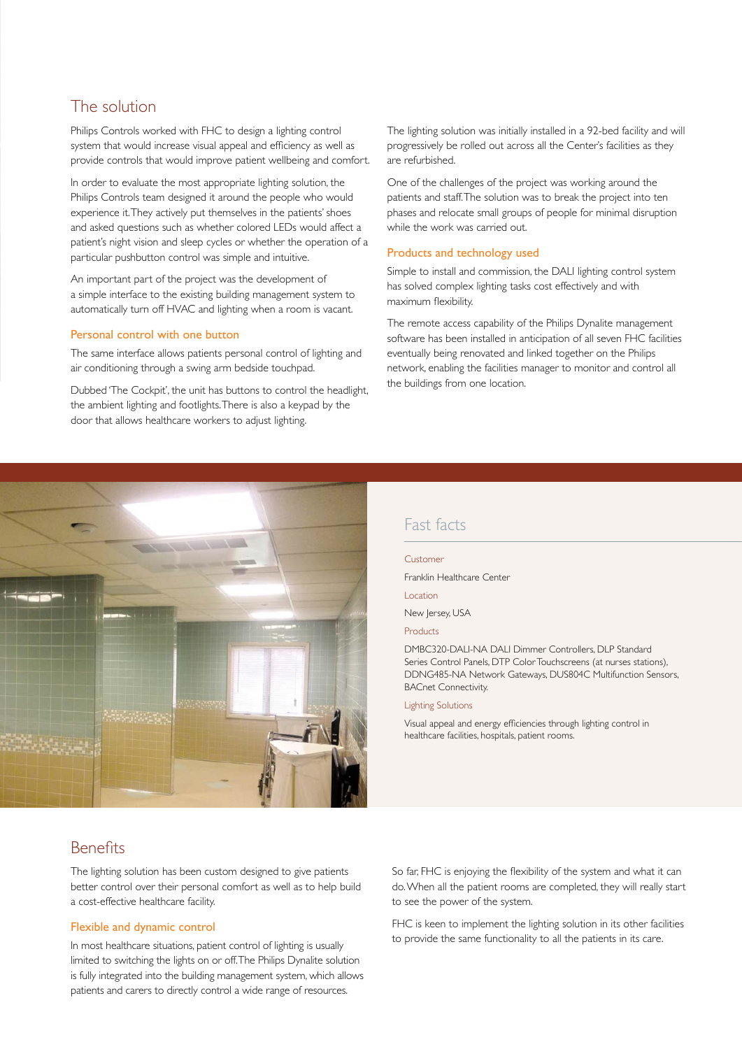## The solution

Philips Controls worked with FHC to design a lighting control system that would increase visual appeal and efficiency as well as provide controls that would improve patient wellbeing and comfort.

In order to evaluate the most appropriate lighting solution, the Philips Controls team designed it around the people who would experience it. They actively put themselves in the patients' shoes and asked questions such as whether colored LEDs would affect a patient's night vision and sleep cycles or whether the operation of a particular pushbutton control was simple and intuitive.

An important part of the project was the development of a simple interface to the existing building management system to automatically turn off HVAC and lighting when a room is vacant.

### Personal control with one button

The same interface allows patients personal control of lighting and air conditioning through a swing arm bedside touchpad.

Dubbed 'The Cockpit', the unit has buttons to control the headlight, the ambient lighting and footlights. There is also a keypad by the door that allows healthcare workers to adjust lighting.

The lighting solution was initially installed in a 92-bed facility and will progressively be rolled out across all the Center's facilities as they are refurbished.

One of the challenges of the project was working around the patients and staff. The solution was to break the project into ten phases and relocate small groups of people for minimal disruption while the work was carried out.

### Products and technology used

Simple to install and commission, the DALI lighting control system has solved complex lighting tasks cost effectively and with maximum flexibility.

The remote access capability of the Philips Dynalite management software has been installed in anticipation of all seven FHC facilities eventually being renovated and linked together on the Philips network, enabling the facilities manager to monitor and control all the buildings from one location.

## Fast facts

**Customer**

Franklin Healthcare Center

**Location**

New Jersey, USA

**Products**

DMBC320-DALI-NA DALI Dimmer Controllers, DLP Standard Series Control Panels, DTP Color Touchscreens (at nurses stations), DDNG485-NA Network Gateways, DUS804C Multifunction Sensors, BACnet Connectivity.

**Lighting Solutions**

Visual appeal and energy efficiencies through lighting control in healthcare facilities, hospitals, patient rooms.

## Benefits

The lighting solution has been custom designed to give patients better control over their personal comfort as well as to help build a cost-effective healthcare facility.

### Flexible and dynamic control

In most healthcare situations, patient control of lighting is usually limited to switching the lights on or off. The Philips Dynalite solution is fully integrated into the building management system, which allows patients and carers to directly control a wide range of resources.

So far, FHC is enjoying the flexibility of the system and what it can do. When all the patient rooms are completed, they will really start to see the power of the system.

FHC is keen to implement the lighting solution in its other facilities to provide the same functionality to all the patients in its care.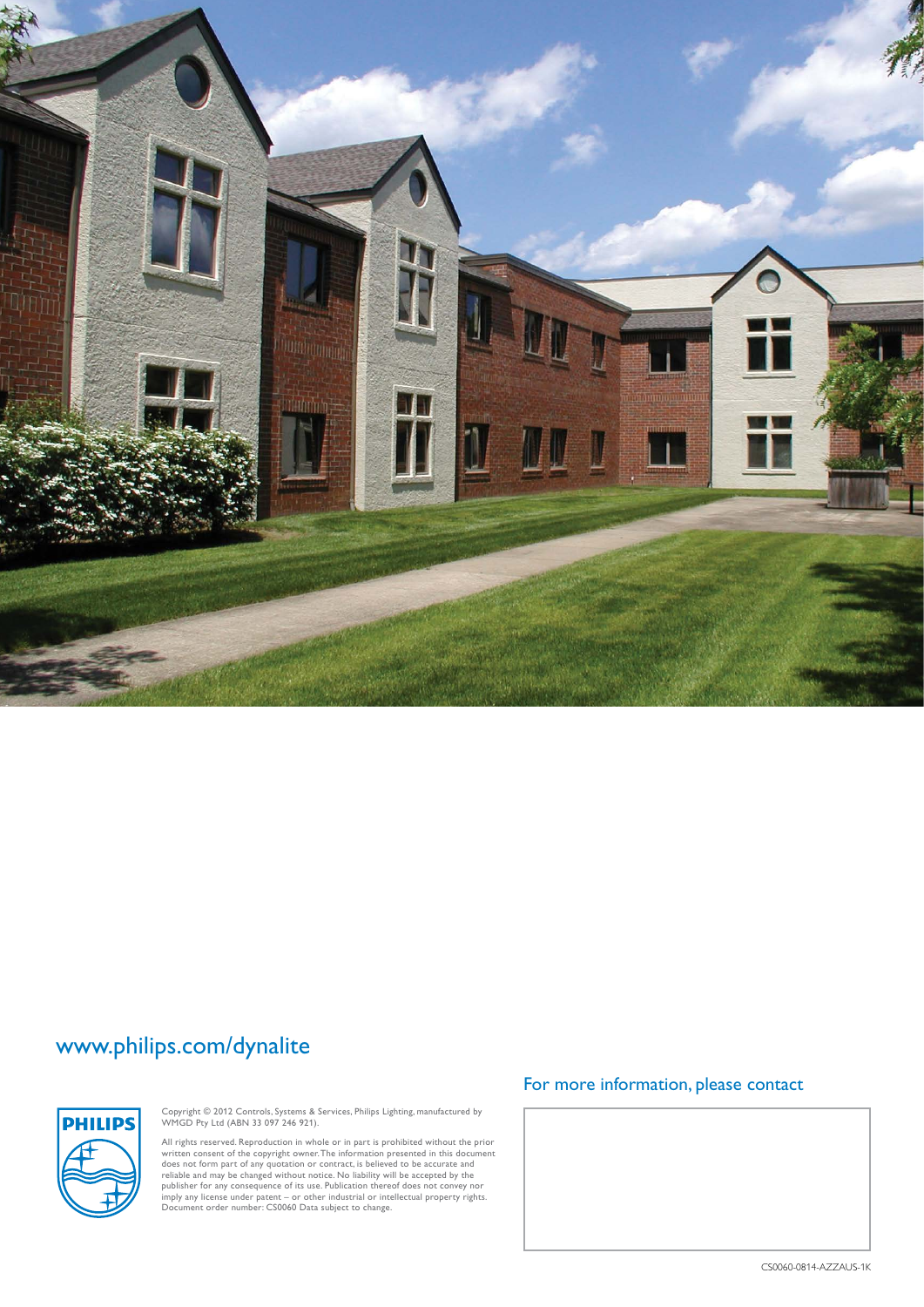www.philips.com/dynalite

Copyright © 2012 Controls, Systems & Services, Philips Lighting, manufactured by WMGD Pty Ltd (ABN 33 097 246 921).

All rights reserved. Reproduction in whole or in part is prohibited without the prior written consent of the copyright owner. The information presented in this document does not form part of any quotation or contract, is believed to be accurate and reliable and may be changed without notice. No liability will be accepted by the publisher for any consequence of its use. Publication thereof does not convey nor imply any license under patent – or other industrial or intellectual property rights. Document order number: CS0060 Data subject to change.

For more information, please contact

CS0060-0814-AZZAUS-1K